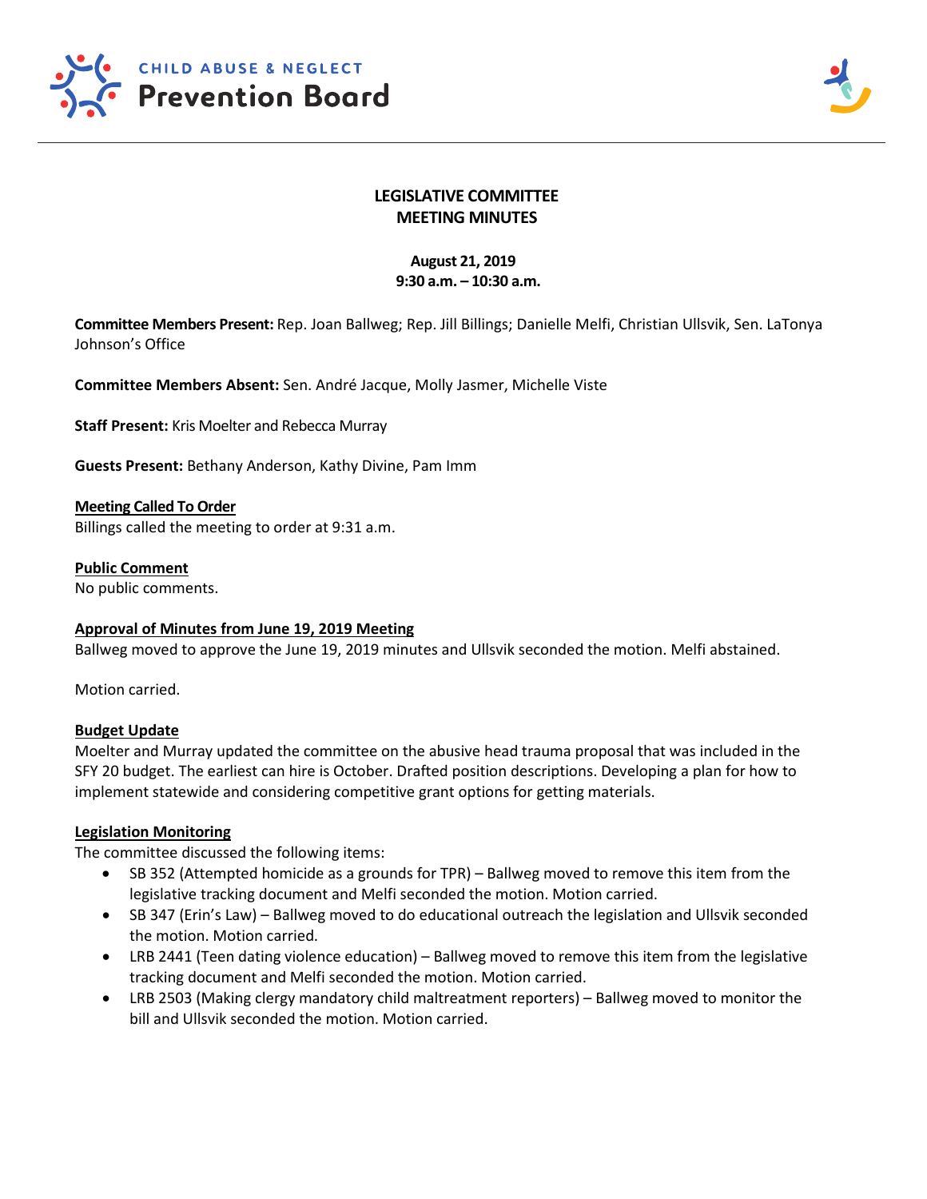CHILD ABUSE & NEGLECT
Prevention Board

# LEGISLATIVE COMMITTEE
# MEETING MINUTES

**August 21, 2019**
**9:30 a.m. – 10:30 a.m.**

**Committee Members Present:** Rep. Joan Ballweg; Rep. Jill Billings; Danielle Melfi, Christian Ullsvik, Sen. LaTonya Johnson's Office

**Committee Members Absent:** Sen. André Jacque, Molly Jasmer, Michelle Viste

**Staff Present:** Kris Moelter and Rebecca Murray

**Guests Present:** Bethany Anderson, Kathy Divine, Pam Imm

**Meeting Called To Order**

Billings called the meeting to order at 9:31 a.m.

**Public Comment**

No public comments.

**Approval of Minutes from June 19, 2019 Meeting**

Ballweg moved to approve the June 19, 2019 minutes and Ullsvik seconded the motion. Melfi abstained.

Motion carried.

**Budget Update**

Moelter and Murray updated the committee on the abusive head trauma proposal that was included in the SFY 20 budget. The earliest can hire is October. Drafted position descriptions. Developing a plan for how to implement statewide and considering competitive grant options for getting materials.

**Legislation Monitoring**

The committee discussed the following items:

- SB 352 (Attempted homicide as a grounds for TPR) – Ballweg moved to remove this item from the legislative tracking document and Melfi seconded the motion. Motion carried.
- SB 347 (Erin's Law) – Ballweg moved to do educational outreach the legislation and Ullsvik seconded the motion. Motion carried.
- LRB 2441 (Teen dating violence education) – Ballweg moved to remove this item from the legislative tracking document and Melfi seconded the motion. Motion carried.
- LRB 2503 (Making clergy mandatory child maltreatment reporters) – Ballweg moved to monitor the bill and Ullsvik seconded the motion. Motion carried.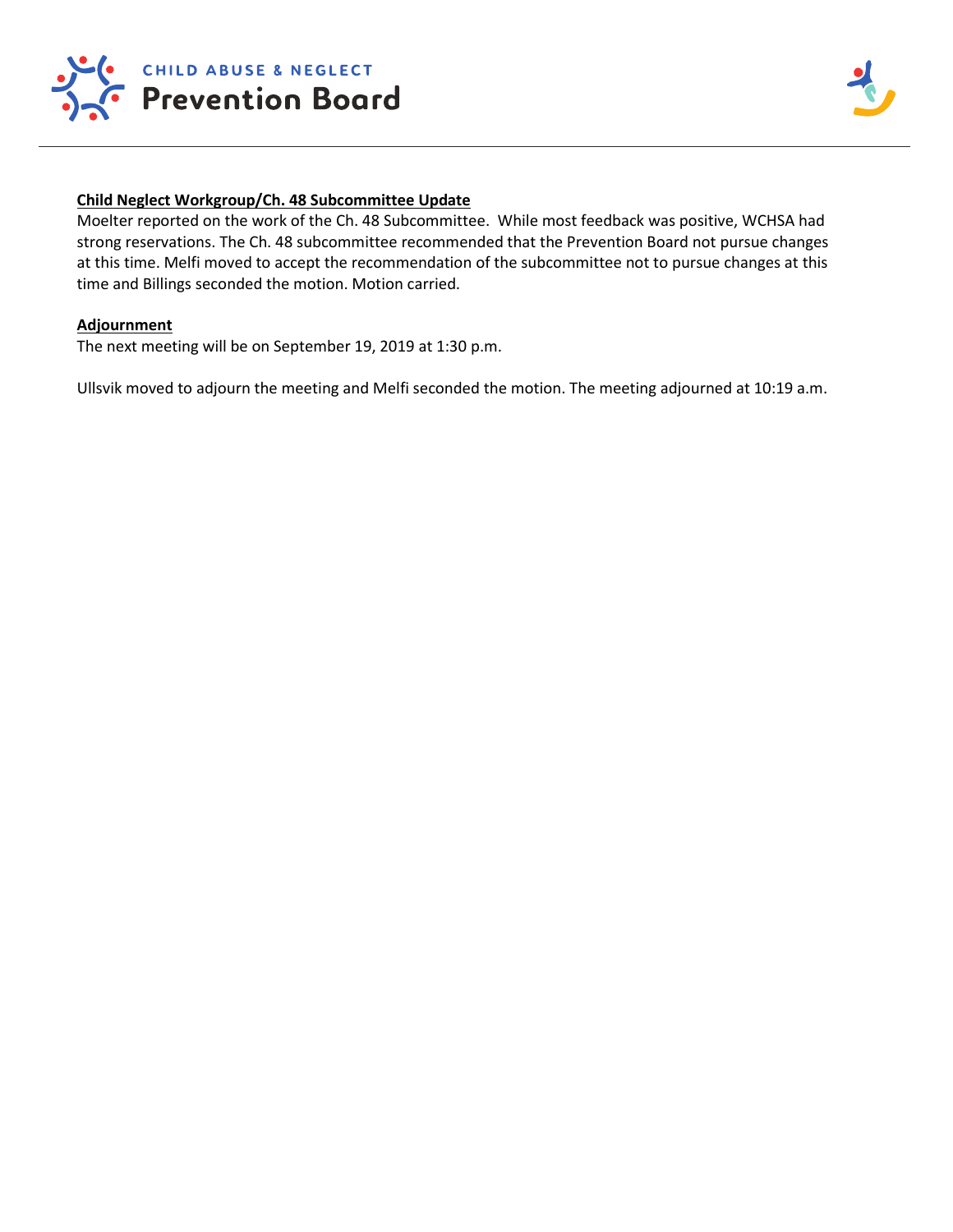**Child Neglect Workgroup/Ch. 48 Subcommittee Update**

Moelter reported on the work of the Ch. 48 Subcommittee. While most feedback was positive, WCHSA had strong reservations. The Ch. 48 subcommittee recommended that the Prevention Board not pursue changes at this time. Melfi moved to accept the recommendation of the subcommittee not to pursue changes at this time and Billings seconded the motion. Motion carried.

**Adjournment**

The next meeting will be on September 19, 2019 at 1:30 p.m.

Ullsvik moved to adjourn the meeting and Melfi seconded the motion. The meeting adjourned at 10:19 a.m.